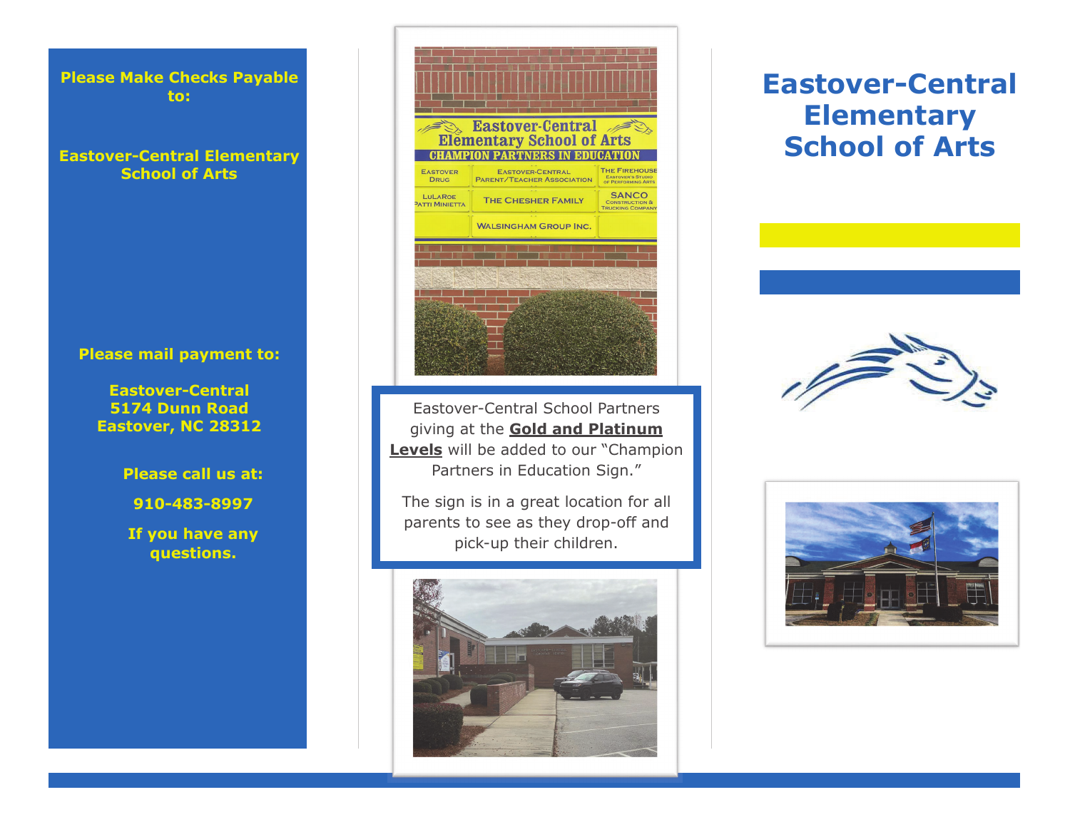**Please Make Checks Payable to:**

**Eastover-Central Elementary School of Arts**

**Please mail payment to:**

**Eastover-Central**
**5174 Dunn Road**
**Eastover, NC 28312**

**Please call us at:**

**910-483-8997**

**If you have any questions.**

Eastover-Central School Partners giving at the **Gold and Platinum Levels** will be added to our "Champion Partners in Education Sign."

The sign is in a great location for all parents to see as they drop-off and pick-up their children.

# Eastover-Central Elementary School of Arts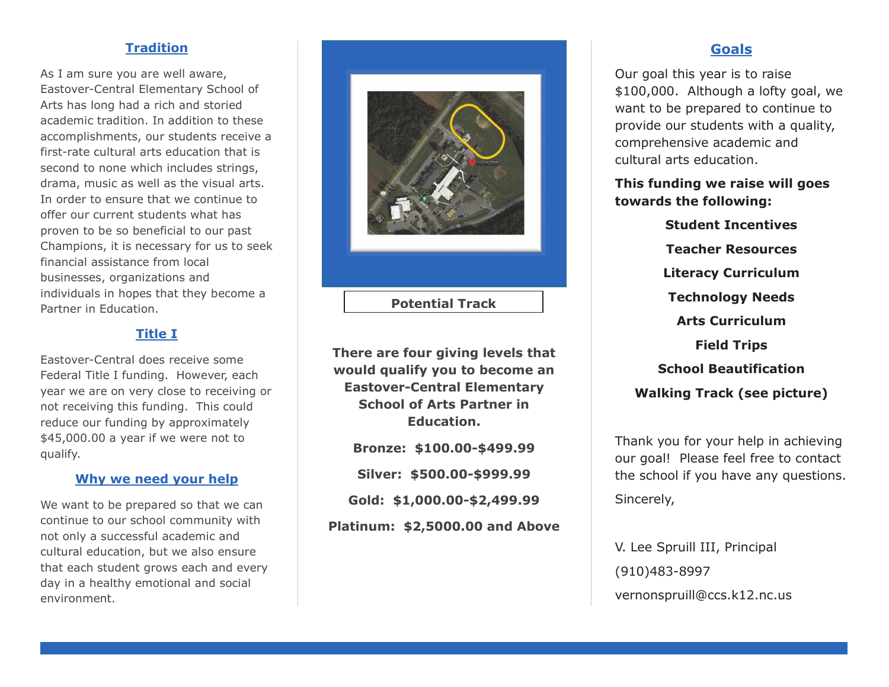## Tradition

As I am sure you are well aware, Eastover-Central Elementary School of Arts has long had a rich and storied academic tradition. In addition to these accomplishments, our students receive a first-rate cultural arts education that is second to none which includes strings, drama, music as well as the visual arts. In order to ensure that we continue to offer our current students what has proven to be so beneficial to our past Champions, it is necessary for us to seek financial assistance from local businesses, organizations and individuals in hopes that they become a Partner in Education.

## Title I

Eastover-Central does receive some Federal Title I funding. However, each year we are on very close to receiving or not receiving this funding. This could reduce our funding by approximately $45,000.00 a year if we were not to qualify.

## Why we need your help

We want to be prepared so that we can continue to our school community with not only a successful academic and cultural education, but we also ensure that each student grows each and every day in a healthy emotional and social environment.

**Potential Track**

**There are four giving levels that would qualify you to become an Eastover-Central Elementary School of Arts Partner in Education.**

**Bronze: $100.00-$499.99**

**Silver: $500.00-$999.99**

**Gold: $1,000.00-$2,499.99**

**Platinum: $2,5000.00 and Above**

## Goals

Our goal this year is to raise $100,000. Although a lofty goal, we want to be prepared to continue to provide our students with a quality, comprehensive academic and cultural arts education.

**This funding we raise will goes towards the following:**

**Student Incentives**

**Teacher Resources**

**Literacy Curriculum**

**Technology Needs**

**Arts Curriculum**

**Field Trips**

**School Beautification**

**Walking Track (see picture)**

Thank you for your help in achieving our goal! Please feel free to contact the school if you have any questions.

Sincerely,

V. Lee Spruill III, Principal

(910)483-8997

vernonspruill@ccs.k12.nc.us